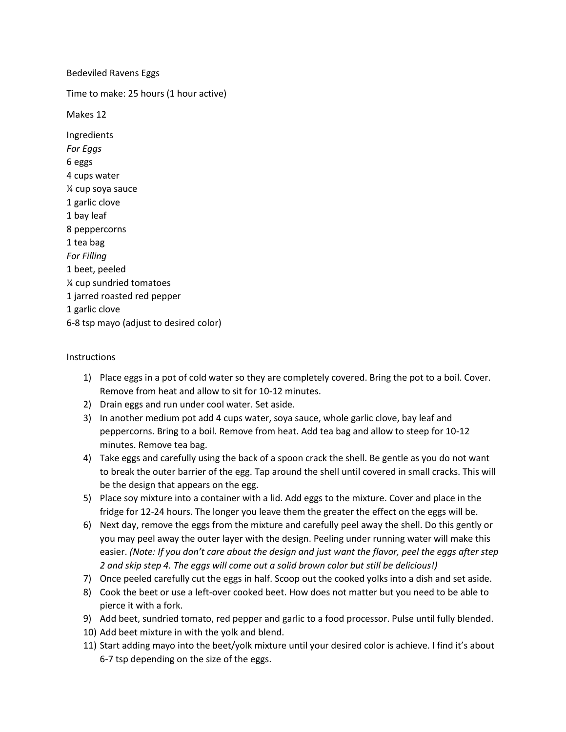# Bedeviled Ravens Eggs

Time to make: 25 hours (1 hour active)

Makes 12

## Ingredients

*For Eggs*

6 eggs
4 cups water
¼ cup soya sauce
1 garlic clove
1 bay leaf
8 peppercorns
1 tea bag

*For Filling*

1 beet, peeled
¼ cup sundried tomatoes
1 jarred roasted red pepper
1 garlic clove
6-8 tsp mayo (adjust to desired color)

## Instructions

1) Place eggs in a pot of cold water so they are completely covered. Bring the pot to a boil. Cover. Remove from heat and allow to sit for 10-12 minutes.
2) Drain eggs and run under cool water. Set aside.
3) In another medium pot add 4 cups water, soya sauce, whole garlic clove, bay leaf and peppercorns. Bring to a boil. Remove from heat. Add tea bag and allow to steep for 10-12 minutes. Remove tea bag.
4) Take eggs and carefully using the back of a spoon crack the shell. Be gentle as you do not want to break the outer barrier of the egg. Tap around the shell until covered in small cracks. This will be the design that appears on the egg.
5) Place soy mixture into a container with a lid. Add eggs to the mixture. Cover and place in the fridge for 12-24 hours. The longer you leave them the greater the effect on the eggs will be.
6) Next day, remove the eggs from the mixture and carefully peel away the shell. Do this gently or you may peel away the outer layer with the design. Peeling under running water will make this easier. *(Note: If you don't care about the design and just want the flavor, peel the eggs after step 2 and skip step 4. The eggs will come out a solid brown color but still be delicious!)*
7) Once peeled carefully cut the eggs in half. Scoop out the cooked yolks into a dish and set aside.
8) Cook the beet or use a left-over cooked beet. How does not matter but you need to be able to pierce it with a fork.
9) Add beet, sundried tomato, red pepper and garlic to a food processor. Pulse until fully blended.
10) Add beet mixture in with the yolk and blend.
11) Start adding mayo into the beet/yolk mixture until your desired color is achieve. I find it's about 6-7 tsp depending on the size of the eggs.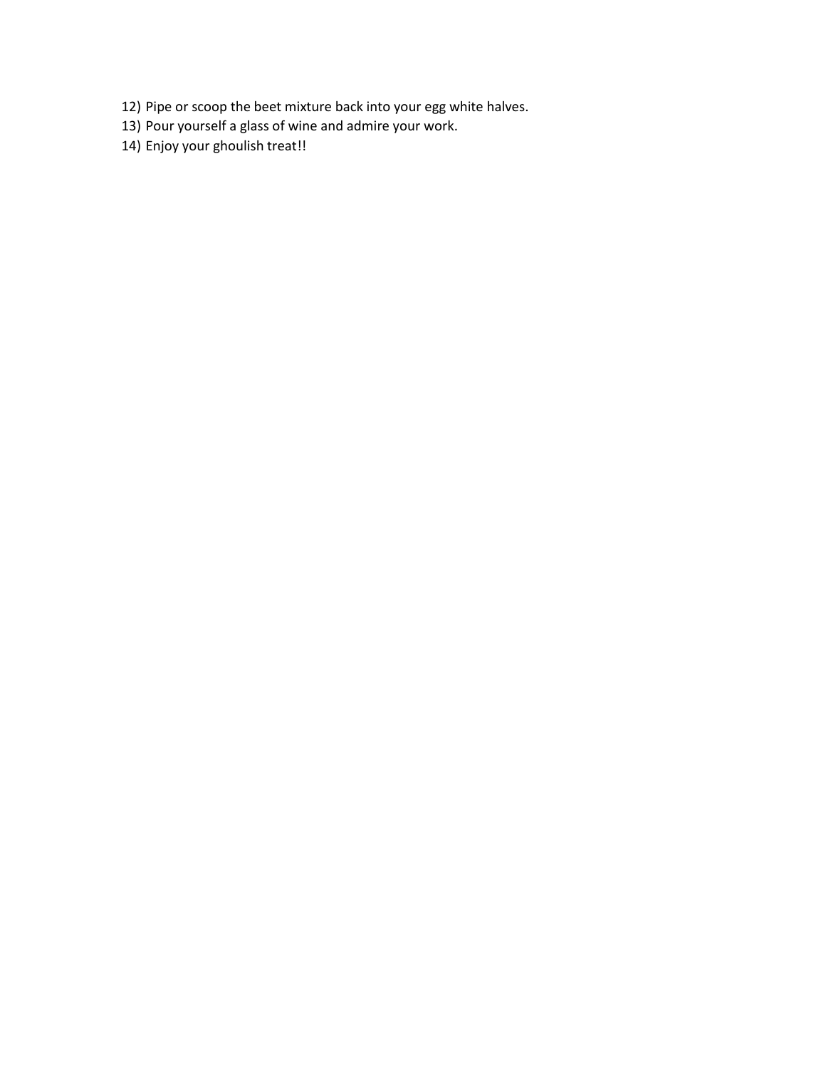12) Pipe or scoop the beet mixture back into your egg white halves.
13) Pour yourself a glass of wine and admire your work.
14) Enjoy your ghoulish treat!!